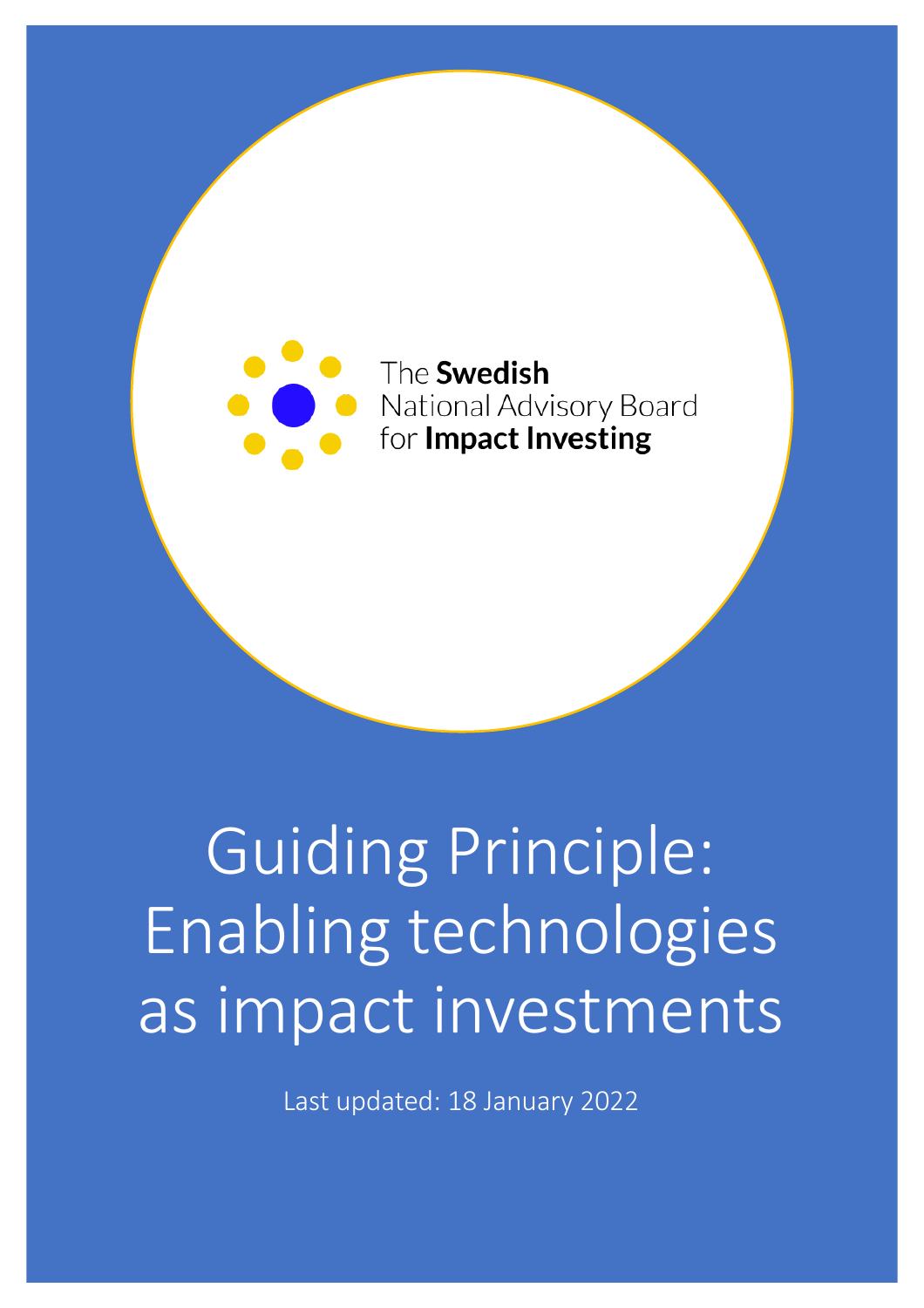The **Swedish**
National Advisory Board
for **Impact Investing**

# Guiding Principle: Enabling technologies as impact investments

Last updated: 18 January 2022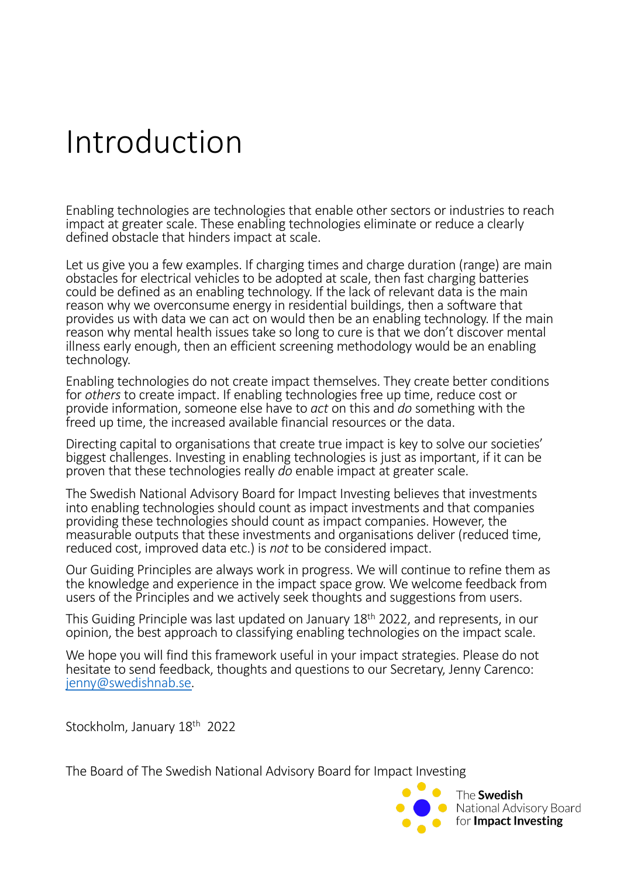# Introduction

Enabling technologies are technologies that enable other sectors or industries to reach impact at greater scale. These enabling technologies eliminate or reduce a clearly defined obstacle that hinders impact at scale.

Let us give you a few examples. If charging times and charge duration (range) are main obstacles for electrical vehicles to be adopted at scale, then fast charging batteries could be defined as an enabling technology. If the lack of relevant data is the main reason why we overconsume energy in residential buildings, then a software that provides us with data we can act on would then be an enabling technology. If the main reason why mental health issues take so long to cure is that we don't discover mental illness early enough, then an efficient screening methodology would be an enabling technology.

Enabling technologies do not create impact themselves. They create better conditions for *others* to create impact. If enabling technologies free up time, reduce cost or provide information, someone else have to *act* on this and *do* something with the freed up time, the increased available financial resources or the data.

Directing capital to organisations that create true impact is key to solve our societies' biggest challenges. Investing in enabling technologies is just as important, if it can be proven that these technologies really *do* enable impact at greater scale.

The Swedish National Advisory Board for Impact Investing believes that investments into enabling technologies should count as impact investments and that companies providing these technologies should count as impact companies. However, the measurable outputs that these investments and organisations deliver (reduced time, reduced cost, improved data etc.) is *not* to be considered impact.

Our Guiding Principles are always work in progress. We will continue to refine them as the knowledge and experience in the impact space grow. We welcome feedback from users of the Principles and we actively seek thoughts and suggestions from users.

This Guiding Principle was last updated on January 18th 2022, and represents, in our opinion, the best approach to classifying enabling technologies on the impact scale.

We hope you will find this framework useful in your impact strategies. Please do not hesitate to send feedback, thoughts and questions to our Secretary, Jenny Carenco: jenny@swedishnab.se.

Stockholm, January 18th 2022

The Board of The Swedish National Advisory Board for Impact Investing

The **Swedish** National Advisory Board for **Impact Investing**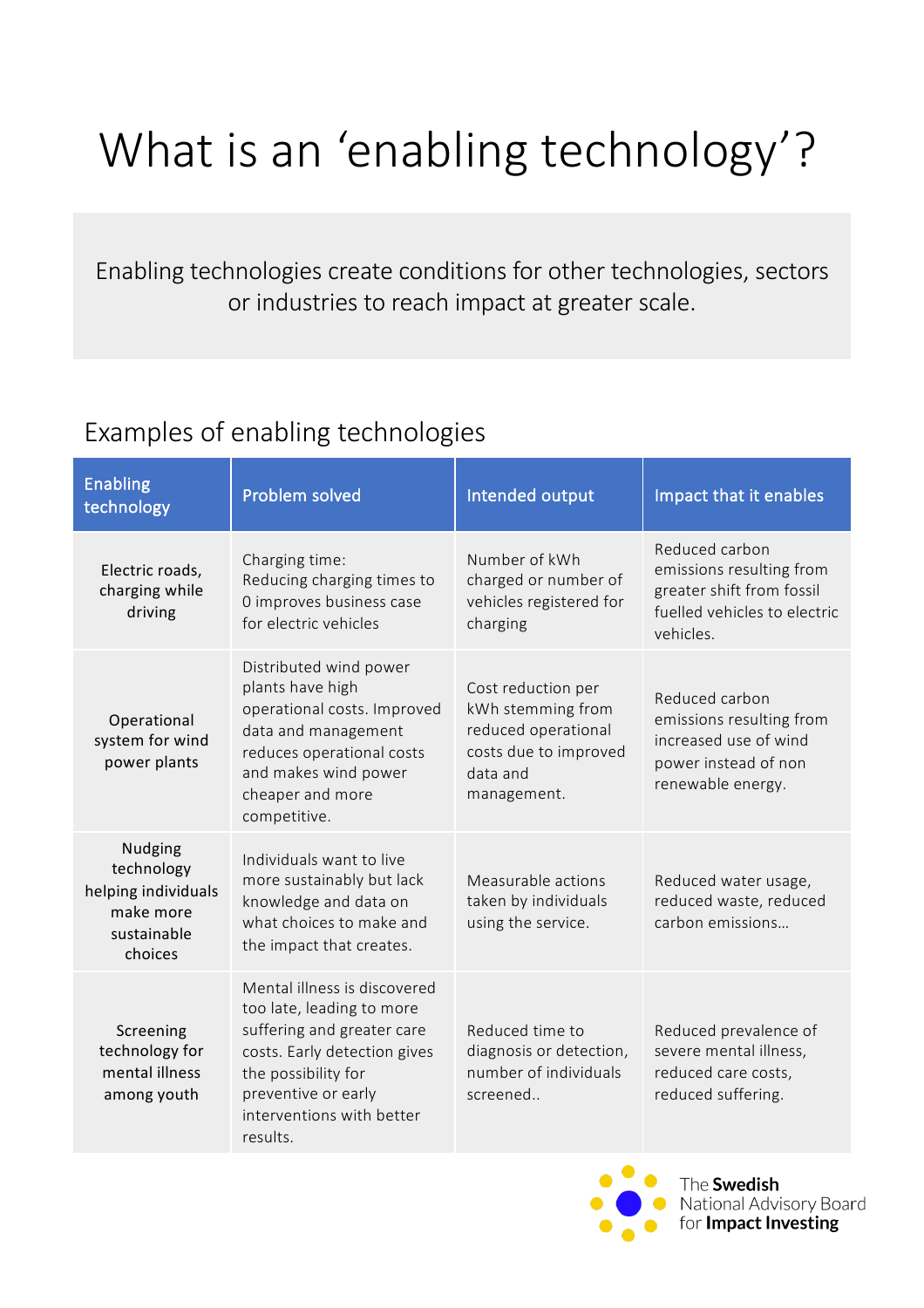# What is an ‘enabling technology’?

Enabling technologies create conditions for other technologies, sectors or industries to reach impact at greater scale.

## Examples of enabling technologies

| Enabling technology | Problem solved | Intended output | Impact that it enables |
|---|---|---|---|
| Electric roads, charging while driving | Charging time: Reducing charging times to 0 improves business case for electric vehicles | Number of kWh charged or number of vehicles registered for charging | Reduced carbon emissions resulting from greater shift from fossil fuelled vehicles to electric vehicles. |
| Operational system for wind power plants | Distributed wind power plants have high operational costs. Improved data and management reduces operational costs and makes wind power cheaper and more competitive. | Cost reduction per kWh stemming from reduced operational costs due to improved data and management. | Reduced carbon emissions resulting from increased use of wind power instead of non renewable energy. |
| Nudging technology helping individuals make more sustainable choices | Individuals want to live more sustainably but lack knowledge and data on what choices to make and the impact that creates. | Measurable actions taken by individuals using the service. | Reduced water usage, reduced waste, reduced carbon emissions… |
| Screening technology for mental illness among youth | Mental illness is discovered too late, leading to more suffering and greater care costs. Early detection gives the possibility for preventive or early interventions with better results. | Reduced time to diagnosis or detection, number of individuals screened.. | Reduced prevalence of severe mental illness, reduced care costs, reduced suffering. |

The **Swedish** National Advisory Board for **Impact Investing**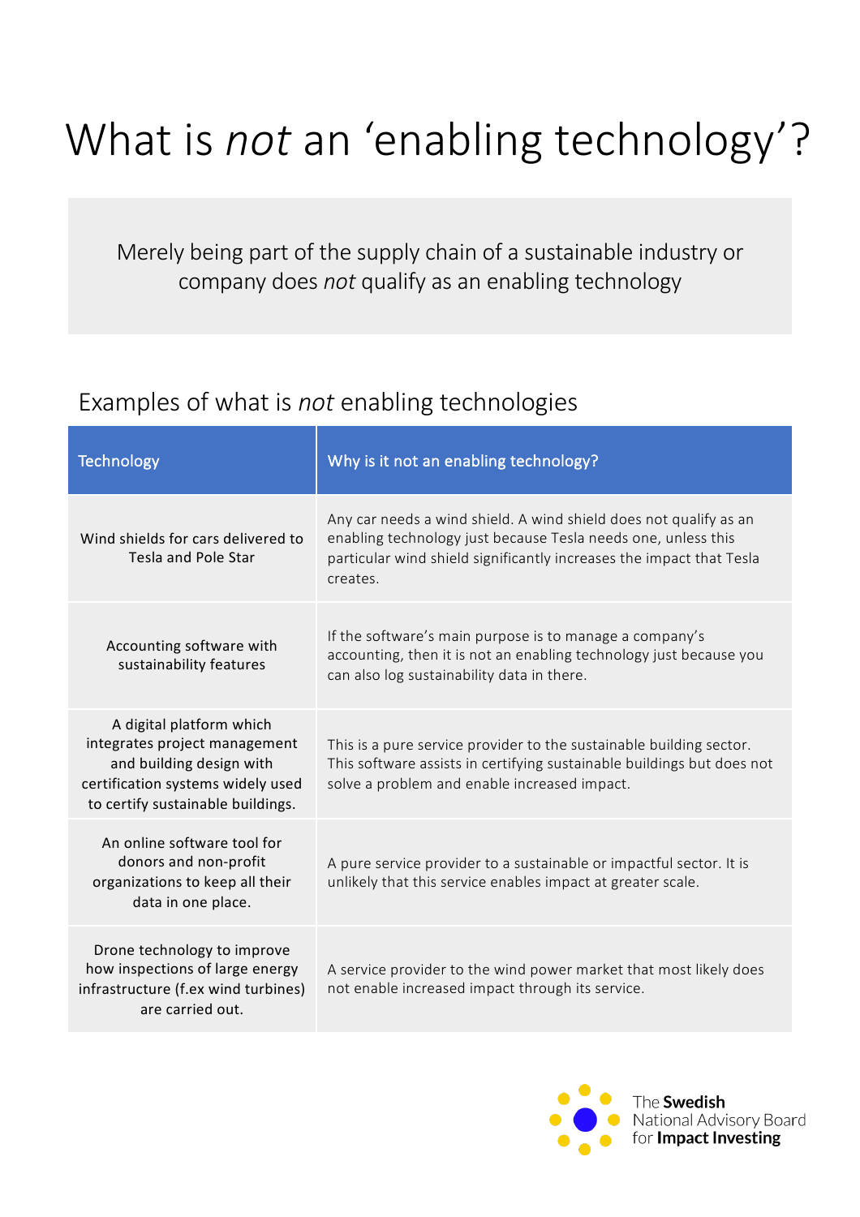# What is *not* an 'enabling technology'?

Merely being part of the supply chain of a sustainable industry or company does *not* qualify as an enabling technology

## Examples of what is *not* enabling technologies

| Technology | Why is it not an enabling technology? |
|---|---|
| Wind shields for cars delivered to Tesla and Pole Star | Any car needs a wind shield. A wind shield does not qualify as an enabling technology just because Tesla needs one, unless this particular wind shield significantly increases the impact that Tesla creates. |
| Accounting software with sustainability features | If the software's main purpose is to manage a company's accounting, then it is not an enabling technology just because you can also log sustainability data in there. |
| A digital platform which integrates project management and building design with certification systems widely used to certify sustainable buildings. | This is a pure service provider to the sustainable building sector. This software assists in certifying sustainable buildings but does not solve a problem and enable increased impact. |
| An online software tool for donors and non-profit organizations to keep all their data in one place. | A pure service provider to a sustainable or impactful sector. It is unlikely that this service enables impact at greater scale. |
| Drone technology to improve how inspections of large energy infrastructure (f.ex wind turbines) are carried out. | A service provider to the wind power market that most likely does not enable increased impact through its service. |

The **Swedish** National Advisory Board for **Impact Investing**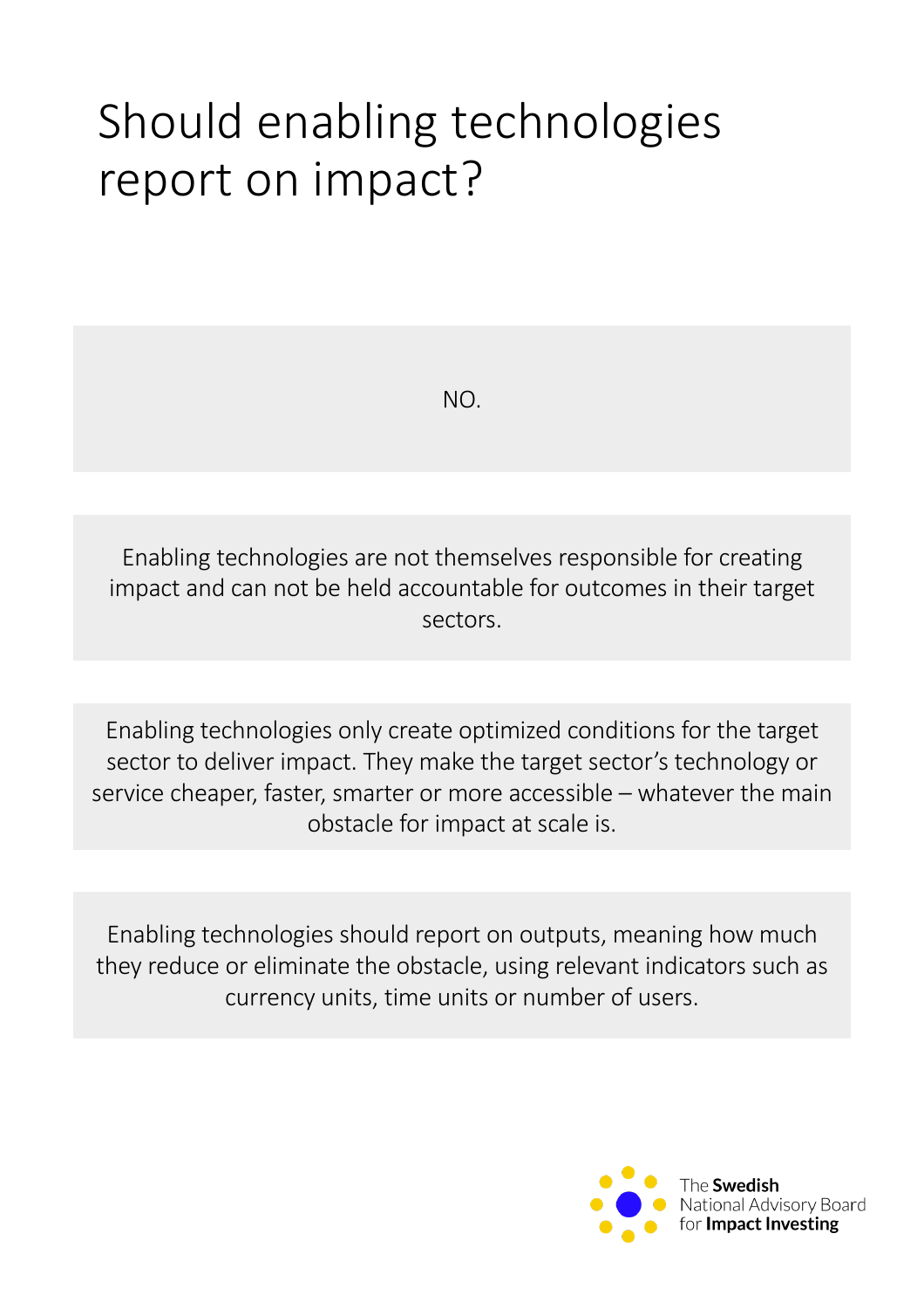# Should enabling technologies report on impact?

NO.

Enabling technologies are not themselves responsible for creating impact and can not be held accountable for outcomes in their target sectors.

Enabling technologies only create optimized conditions for the target sector to deliver impact. They make the target sector's technology or service cheaper, faster, smarter or more accessible – whatever the main obstacle for impact at scale is.

Enabling technologies should report on outputs, meaning how much they reduce or eliminate the obstacle, using relevant indicators such as currency units, time units or number of users.

The **Swedish** National Advisory Board for **Impact Investing**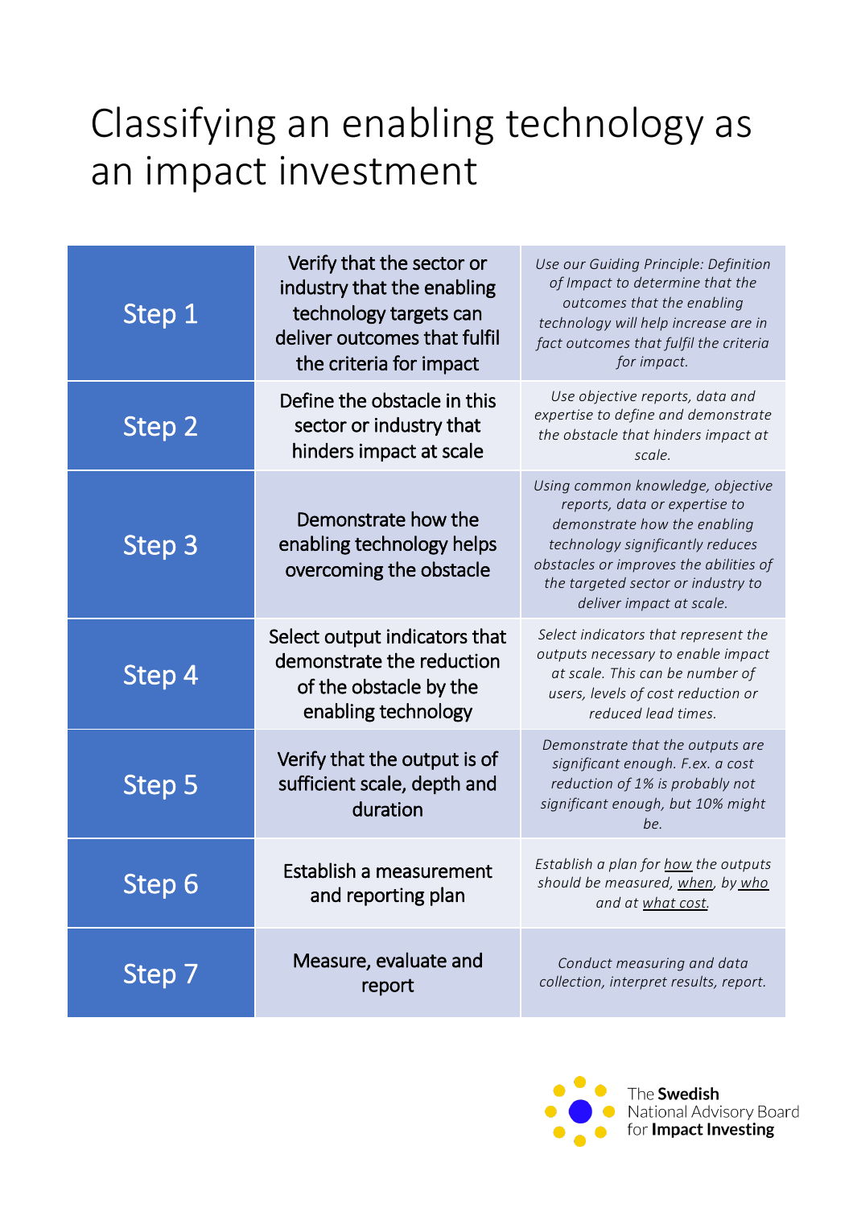# Classifying an enabling technology as an impact investment

| | | |
|---|---|---|
| Step 1 | Verify that the sector or industry that the enabling technology targets can deliver outcomes that fulfil the criteria for impact | *Use our Guiding Principle: Definition of Impact to determine that the outcomes that the enabling technology will help increase are in fact outcomes that fulfil the criteria for impact.* |
| Step 2 | Define the obstacle in this sector or industry that hinders impact at scale | *Use objective reports, data and expertise to define and demonstrate the obstacle that hinders impact at scale.* |
| Step 3 | Demonstrate how the enabling technology helps overcoming the obstacle | *Using common knowledge, objective reports, data or expertise to demonstrate how the enabling technology significantly reduces obstacles or improves the abilities of the targeted sector or industry to deliver impact at scale.* |
| Step 4 | Select output indicators that demonstrate the reduction of the obstacle by the enabling technology | *Select indicators that represent the outputs necessary to enable impact at scale. This can be number of users, levels of cost reduction or reduced lead times.* |
| Step 5 | Verify that the output is of sufficient scale, depth and duration | *Demonstrate that the outputs are significant enough. F.ex. a cost reduction of 1% is probably not significant enough, but 10% might be.* |
| Step 6 | Establish a measurement and reporting plan | *Establish a plan for how the outputs should be measured, when, by who and at what cost.* |
| Step 7 | Measure, evaluate and report | *Conduct measuring and data collection, interpret results, report.* |

The **Swedish** National Advisory Board for **Impact Investing**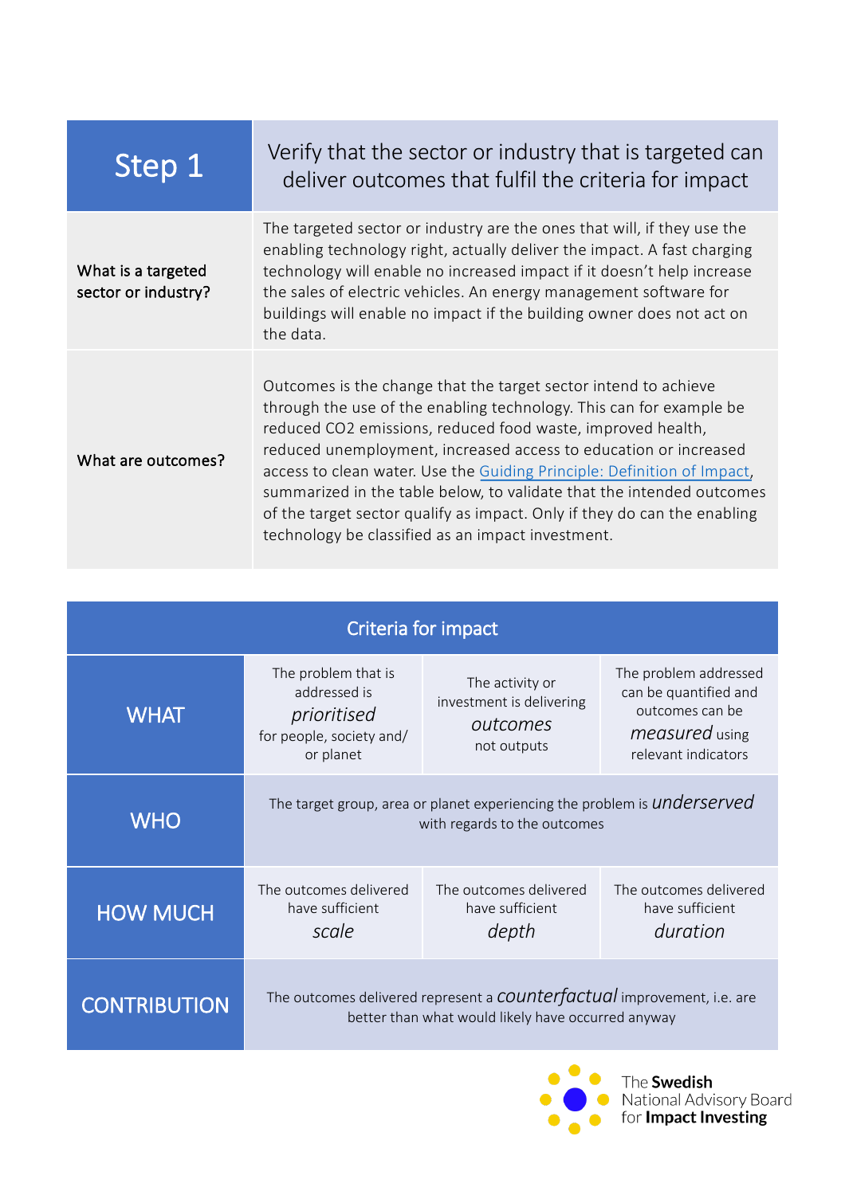| Step 1 | Verify that the sector or industry that is targeted can deliver outcomes that fulfil the criteria for impact |
|---|---|
| What is a targeted sector or industry? | The targeted sector or industry are the ones that will, if they use the enabling technology right, actually deliver the impact. A fast charging technology will enable no increased impact if it doesn't help increase the sales of electric vehicles. An energy management software for buildings will enable no impact if the building owner does not act on the data. |
| What are outcomes? | Outcomes is the change that the target sector intend to achieve through the use of the enabling technology. This can for example be reduced $CO_2$ emissions, reduced food waste, improved health, reduced unemployment, increased access to education or increased access to clean water. Use the Guiding Principle: Definition of Impact, summarized in the table below, to validate that the intended outcomes of the target sector qualify as impact. Only if they do can the enabling technology be classified as an impact investment. |

| Criteria for impact | | | |
|---|---|---|---|
| WHAT | The problem that is addressed is *prioritised* for people, society and/ or planet | The activity or investment is delivering *outcomes* not outputs | The problem addressed can be quantified and outcomes can be *measured* using relevant indicators |
| WHO | The target group, area or planet experiencing the problem is *underserved* with regards to the outcomes | | |
| HOW MUCH | The outcomes delivered have sufficient *scale* | The outcomes delivered have sufficient *depth* | The outcomes delivered have sufficient *duration* |
| CONTRIBUTION | The outcomes delivered represent a *counterfactual* improvement, i.e. are better than what would likely have occurred anyway | | |

The **Swedish** National Advisory Board for **Impact Investing**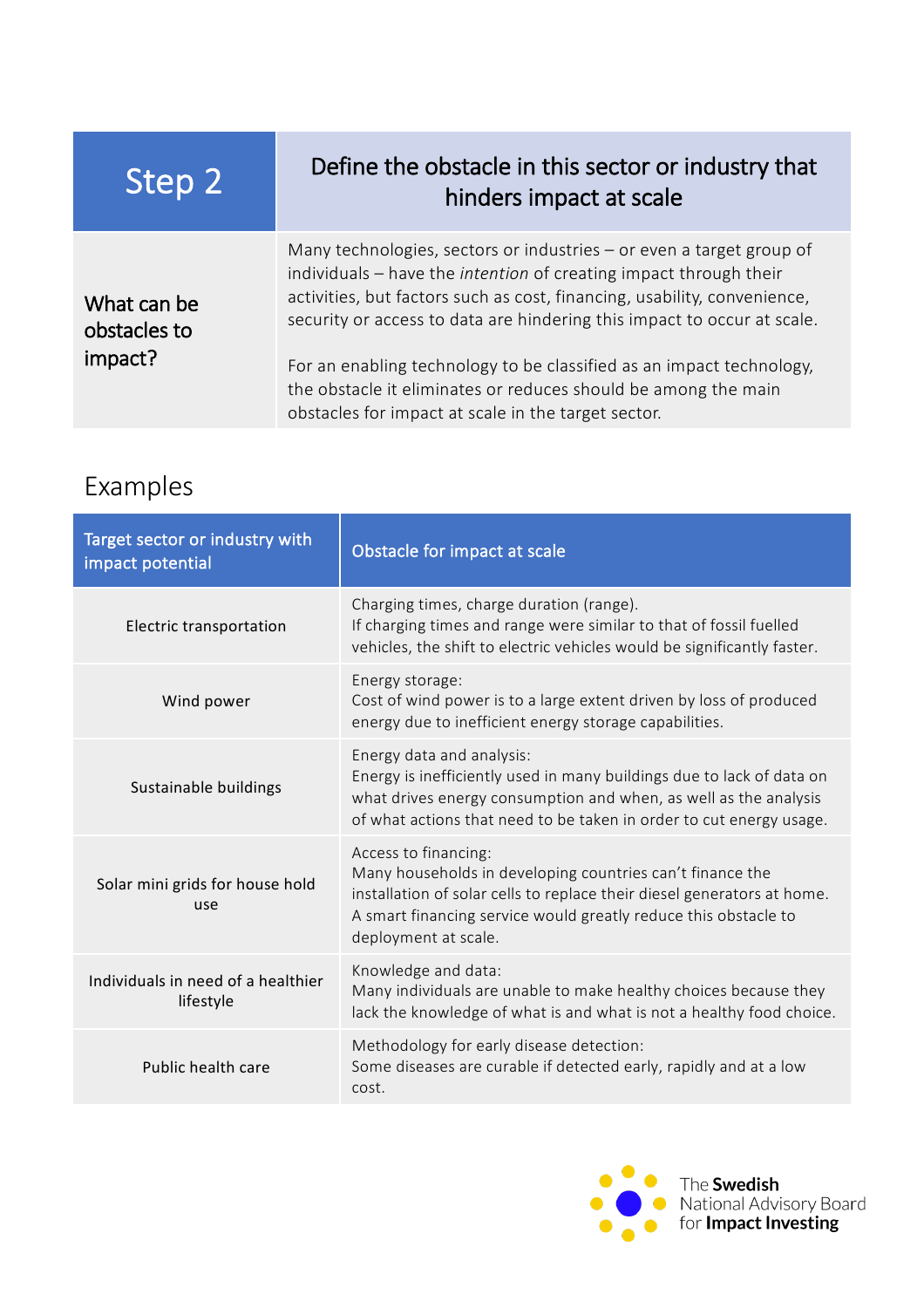| Step 2 | Define the obstacle in this sector or industry that hinders impact at scale |
|---|---|
| What can be obstacles to impact? | Many technologies, sectors or industries – or even a target group of individuals – have the *intention* of creating impact through their activities, but factors such as cost, financing, usability, convenience, security or access to data are hindering this impact to occur at scale.<br><br>For an enabling technology to be classified as an impact technology, the obstacle it eliminates or reduces should be among the main obstacles for impact at scale in the target sector. |

## Examples

| Target sector or industry with impact potential | Obstacle for impact at scale |
|---|---|
| Electric transportation | Charging times, charge duration (range).<br>If charging times and range were similar to that of fossil fuelled vehicles, the shift to electric vehicles would be significantly faster. |
| Wind power | Energy storage:<br>Cost of wind power is to a large extent driven by loss of produced energy due to inefficient energy storage capabilities. |
| Sustainable buildings | Energy data and analysis:<br>Energy is inefficiently used in many buildings due to lack of data on what drives energy consumption and when, as well as the analysis of what actions that need to be taken in order to cut energy usage. |
| Solar mini grids for house hold use | Access to financing:<br>Many households in developing countries can't finance the installation of solar cells to replace their diesel generators at home. A smart financing service would greatly reduce this obstacle to deployment at scale. |
| Individuals in need of a healthier lifestyle | Knowledge and data:<br>Many individuals are unable to make healthy choices because they lack the knowledge of what is and what is not a healthy food choice. |
| Public health care | Methodology for early disease detection:<br>Some diseases are curable if detected early, rapidly and at a low cost. |

The **Swedish** National Advisory Board for **Impact Investing**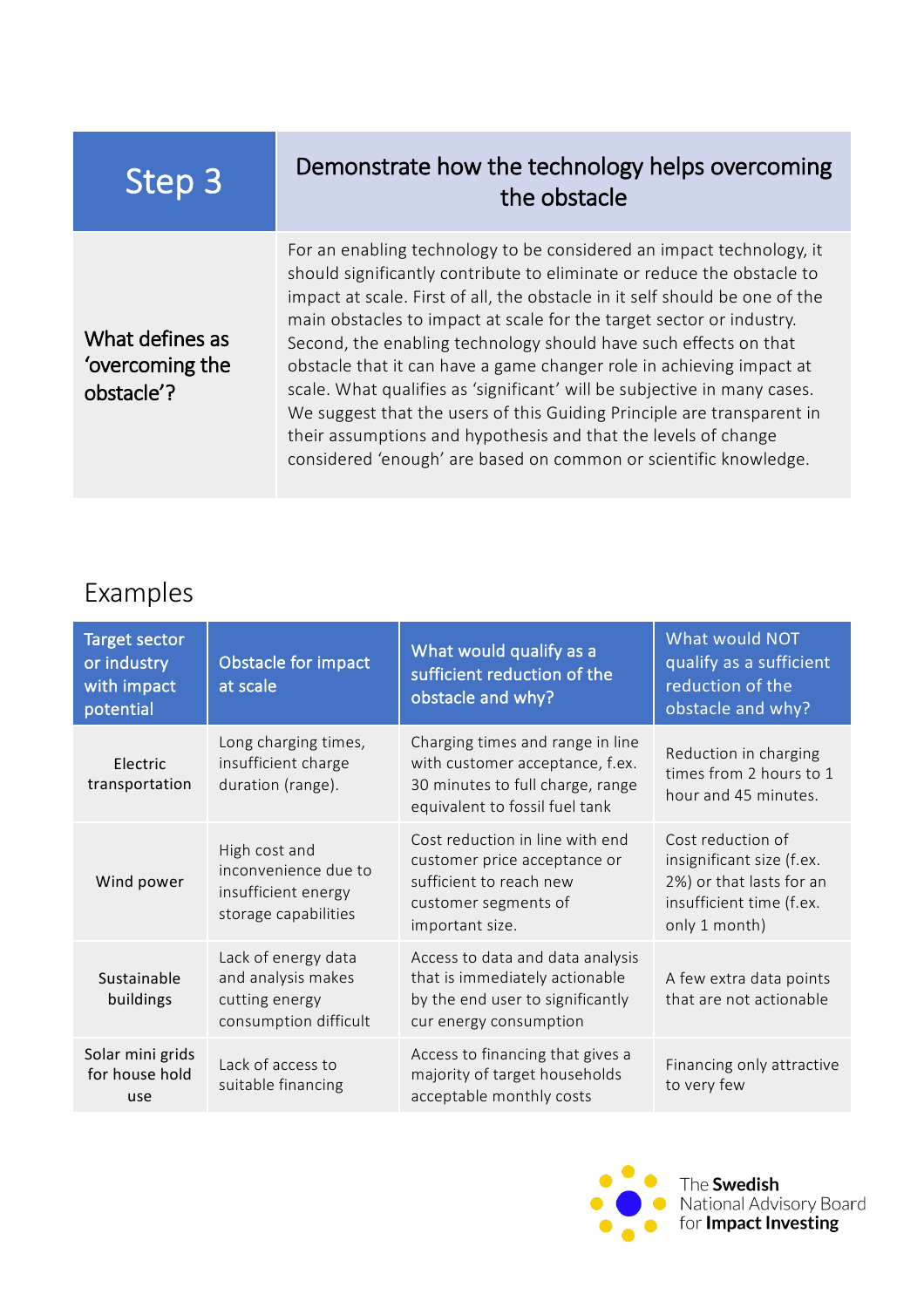| Step 3 | Demonstrate how the technology helps overcoming the obstacle |
|---|---|
| What defines as 'overcoming the obstacle'? | For an enabling technology to be considered an impact technology, it should significantly contribute to eliminate or reduce the obstacle to impact at scale. First of all, the obstacle in it self should be one of the main obstacles to impact at scale for the target sector or industry. Second, the enabling technology should have such effects on that obstacle that it can have a game changer role in achieving impact at scale. What qualifies as 'significant' will be subjective in many cases. We suggest that the users of this Guiding Principle are transparent in their assumptions and hypothesis and that the levels of change considered 'enough' are based on common or scientific knowledge. |

## Examples

| Target sector or industry with impact potential | Obstacle for impact at scale | What would qualify as a sufficient reduction of the obstacle and why? | What would NOT qualify as a sufficient reduction of the obstacle and why? |
|---|---|---|---|
| Electric transportation | Long charging times, insufficient charge duration (range). | Charging times and range in line with customer acceptance, f.ex. 30 minutes to full charge, range equivalent to fossil fuel tank | Reduction in charging times from 2 hours to 1 hour and 45 minutes. |
| Wind power | High cost and inconvenience due to insufficient energy storage capabilities | Cost reduction in line with end customer price acceptance or sufficient to reach new customer segments of important size. | Cost reduction of insignificant size (f.ex. 2%) or that lasts for an insufficient time (f.ex. only 1 month) |
| Sustainable buildings | Lack of energy data and analysis makes cutting energy consumption difficult | Access to data and data analysis that is immediately actionable by the end user to significantly cur energy consumption | A few extra data points that are not actionable |
| Solar mini grids for house hold use | Lack of access to suitable financing | Access to financing that gives a majority of target households acceptable monthly costs | Financing only attractive to very few |

The Swedish National Advisory Board for Impact Investing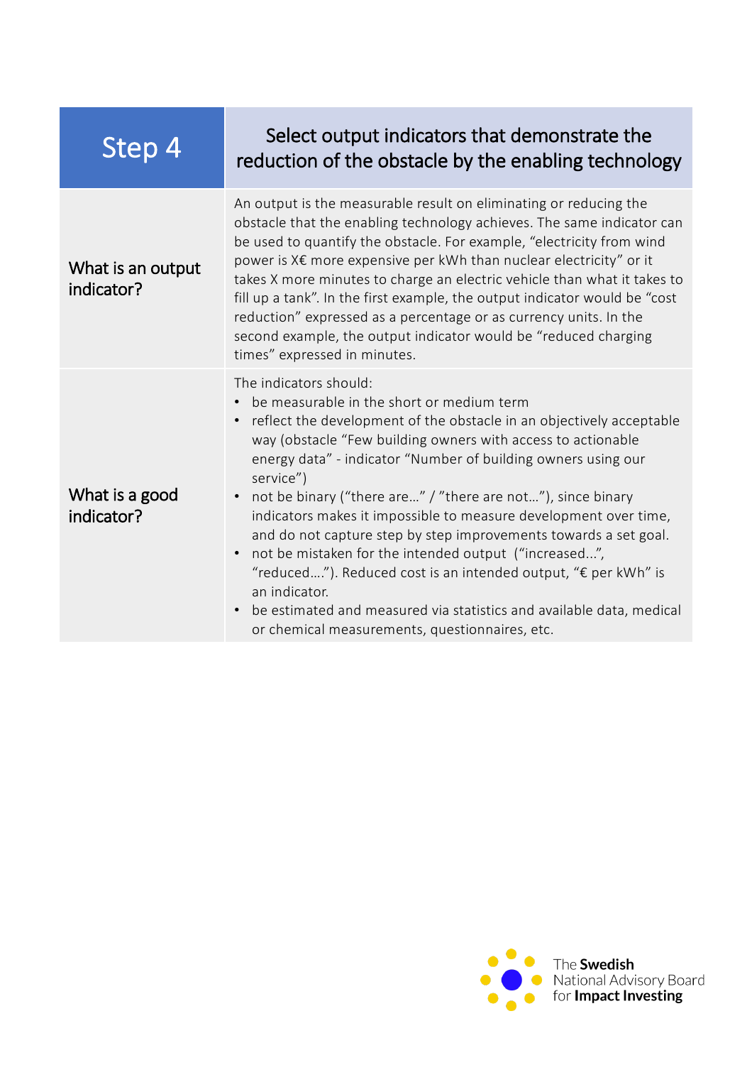| Step 4 | Select output indicators that demonstrate the reduction of the obstacle by the enabling technology |
|---|---|
| What is an output indicator? | An output is the measurable result on eliminating or reducing the obstacle that the enabling technology achieves. The same indicator can be used to quantify the obstacle. For example, "electricity from wind power is X€ more expensive per kWh than nuclear electricity" or it takes X more minutes to charge an electric vehicle than what it takes to fill up a tank". In the first example, the output indicator would be "cost reduction" expressed as a percentage or as currency units. In the second example, the output indicator would be "reduced charging times" expressed in minutes. |
| What is a good indicator? | The indicators should:<br>• be measurable in the short or medium term<br>• reflect the development of the obstacle in an objectively acceptable way (obstacle "Few building owners with access to actionable energy data" - indicator "Number of building owners using our service")<br>• not be binary ("there are…" / "there are not…"), since binary indicators makes it impossible to measure development over time, and do not capture step by step improvements towards a set goal.<br>• not be mistaken for the intended output ("increased...", "reduced…."). Reduced cost is an intended output, "€ per kWh" is an indicator.<br>• be estimated and measured via statistics and available data, medical or chemical measurements, questionnaires, etc. |

The **Swedish** National Advisory Board for **Impact Investing**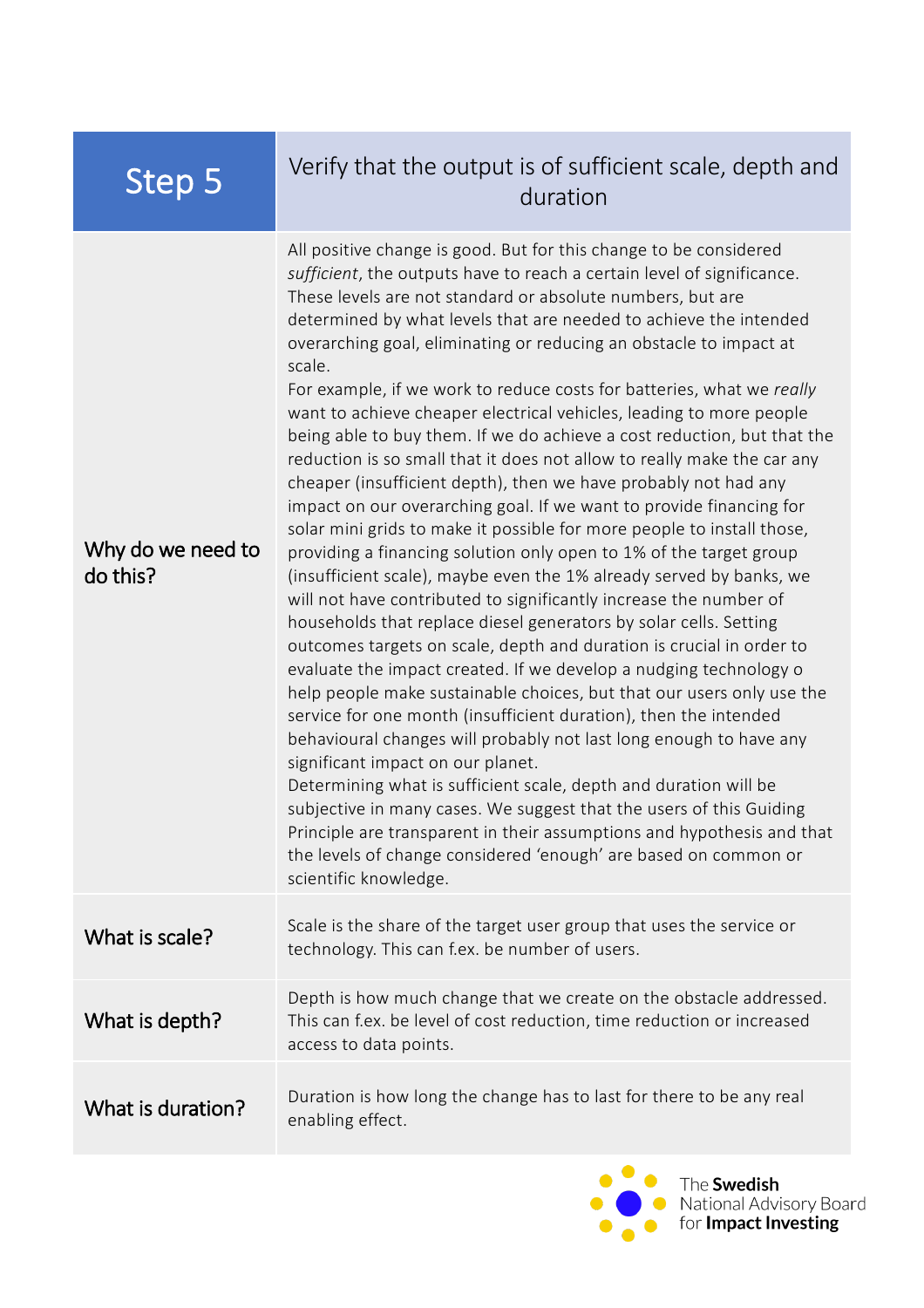| Step 5 | Verify that the output is of sufficient scale, depth and duration |
|---|---|
| **Why do we need to do this?** | All positive change is good. But for this change to be considered *sufficient*, the outputs have to reach a certain level of significance. These levels are not standard or absolute numbers, but are determined by what levels that are needed to achieve the intended overarching goal, eliminating or reducing an obstacle to impact at scale.<br>For example, if we work to reduce costs for batteries, what we *really* want to achieve cheaper electrical vehicles, leading to more people being able to buy them. If we do achieve a cost reduction, but that the reduction is so small that it does not allow to really make the car any cheaper (insufficient depth), then we have probably not had any impact on our overarching goal. If we want to provide financing for solar mini grids to make it possible for more people to install those, providing a financing solution only open to 1% of the target group (insufficient scale), maybe even the 1% already served by banks, we will not have contributed to significantly increase the number of households that replace diesel generators by solar cells. Setting outcomes targets on scale, depth and duration is crucial in order to evaluate the impact created. If we develop a nudging technology o help people make sustainable choices, but that our users only use the service for one month (insufficient duration), then the intended behavioural changes will probably not last long enough to have any significant impact on our planet.<br>Determining what is sufficient scale, depth and duration will be subjective in many cases. We suggest that the users of this Guiding Principle are transparent in their assumptions and hypothesis and that the levels of change considered 'enough' are based on common or scientific knowledge. |
| **What is scale?** | Scale is the share of the target user group that uses the service or technology. This can f.ex. be number of users. |
| **What is depth?** | Depth is how much change that we create on the obstacle addressed. This can f.ex. be level of cost reduction, time reduction or increased access to data points. |
| **What is duration?** | Duration is how long the change has to last for there to be any real enabling effect. |

The **Swedish** National Advisory Board for **Impact Investing**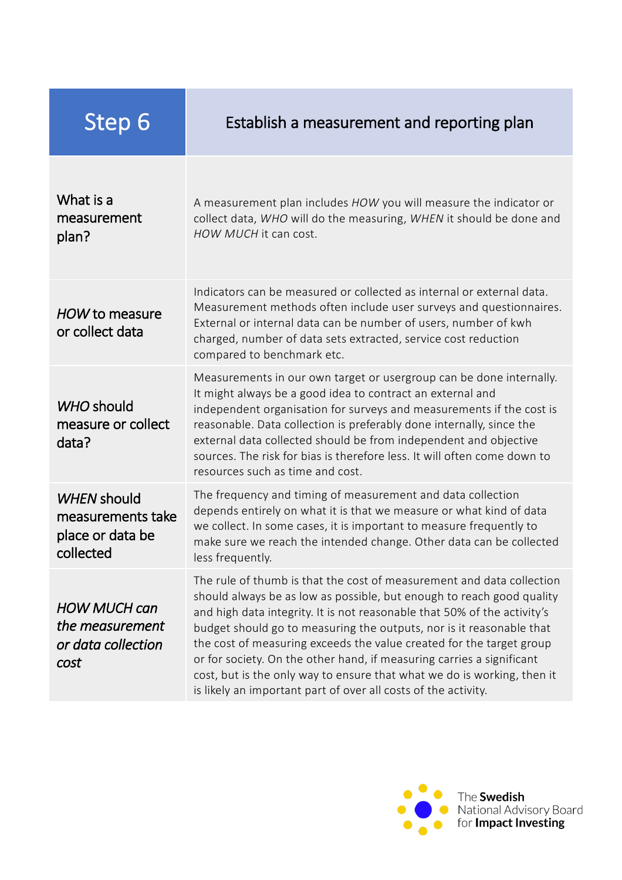| Step 6 | Establish a measurement and reporting plan |
| --- | --- |
| What is a measurement plan? | A measurement plan includes *HOW* you will measure the indicator or collect data, *WHO* will do the measuring, *WHEN* it should be done and *HOW MUCH* it can cost. |
| *HOW* to measure or collect data | Indicators can be measured or collected as internal or external data. Measurement methods often include user surveys and questionnaires. External or internal data can be number of users, number of kwh charged, number of data sets extracted, service cost reduction compared to benchmark etc. |
| *WHO* should measure or collect data? | Measurements in our own target or usergroup can be done internally. It might always be a good idea to contract an external and independent organisation for surveys and measurements if the cost is reasonable. Data collection is preferably done internally, since the external data collected should be from independent and objective sources. The risk for bias is therefore less. It will often come down to resources such as time and cost. |
| *WHEN* should measurements take place or data be collected | The frequency and timing of measurement and data collection depends entirely on what it is that we measure or what kind of data we collect. In some cases, it is important to measure frequently to make sure we reach the intended change. Other data can be collected less frequently. |
| *HOW MUCH can the measurement or data collection cost* | The rule of thumb is that the cost of measurement and data collection should always be as low as possible, but enough to reach good quality and high data integrity. It is not reasonable that 50% of the activity's budget should go to measuring the outputs, nor is it reasonable that the cost of measuring exceeds the value created for the target group or for society. On the other hand, if measuring carries a significant cost, but is the only way to ensure that what we do is working, then it is likely an important part of over all costs of the activity. |

The **Swedish** National Advisory Board for **Impact Investing**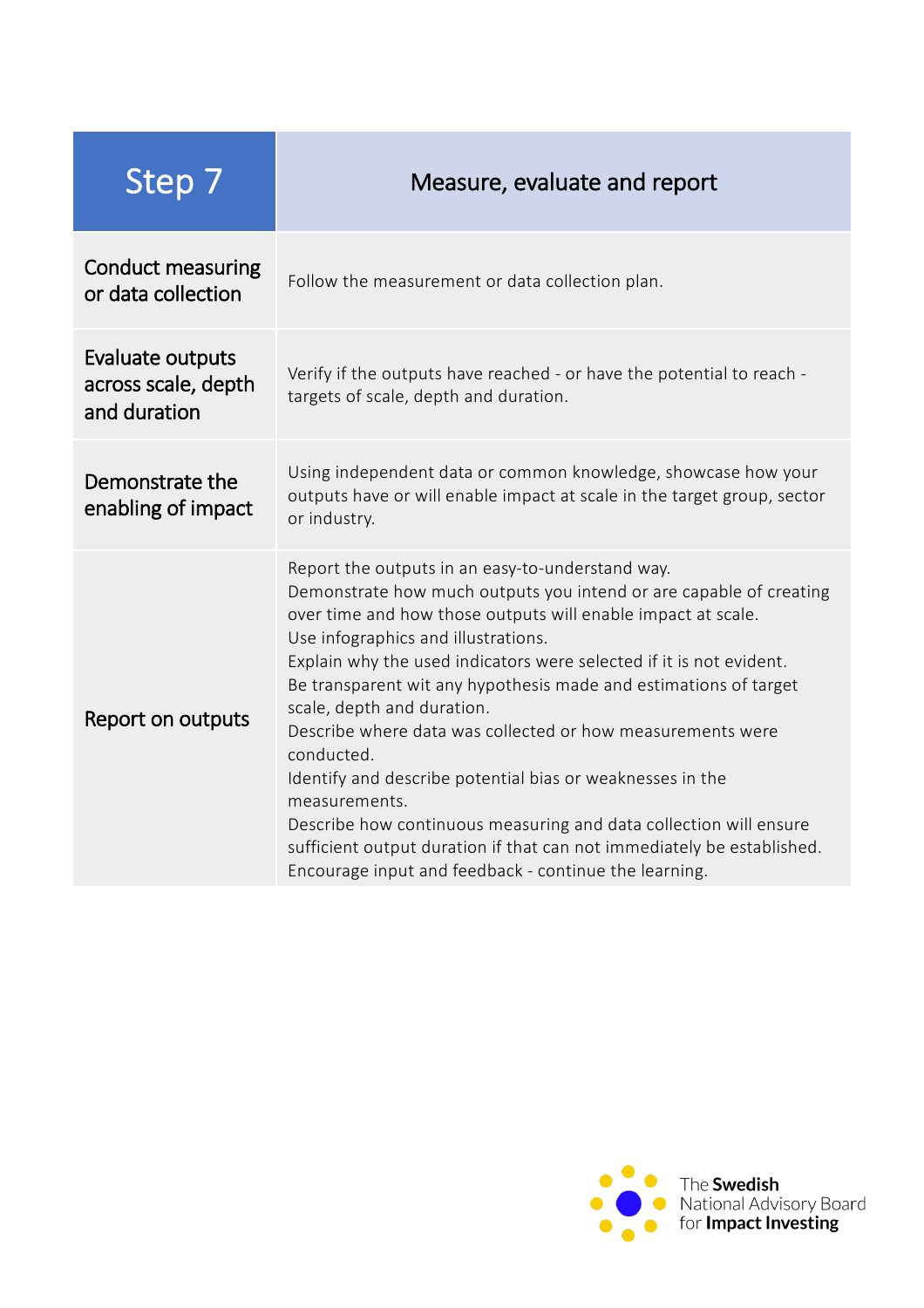| Step 7 | Measure, evaluate and report |
|---|---|
| Conduct measuring or data collection | Follow the measurement or data collection plan. |
| Evaluate outputs across scale, depth and duration | Verify if the outputs have reached - or have the potential to reach - targets of scale, depth and duration. |
| Demonstrate the enabling of impact | Using independent data or common knowledge, showcase how your outputs have or will enable impact at scale in the target group, sector or industry. |
| Report on outputs | Report the outputs in an easy-to-understand way.<br>Demonstrate how much outputs you intend or are capable of creating over time and how those outputs will enable impact at scale.<br>Use infographics and illustrations.<br>Explain why the used indicators were selected if it is not evident.<br>Be transparent wit any hypothesis made and estimations of target scale, depth and duration.<br>Describe where data was collected or how measurements were conducted.<br>Identify and describe potential bias or weaknesses in the measurements.<br>Describe how continuous measuring and data collection will ensure sufficient output duration if that can not immediately be established.<br>Encourage input and feedback - continue the learning. |

The **Swedish** National Advisory Board for **Impact Investing**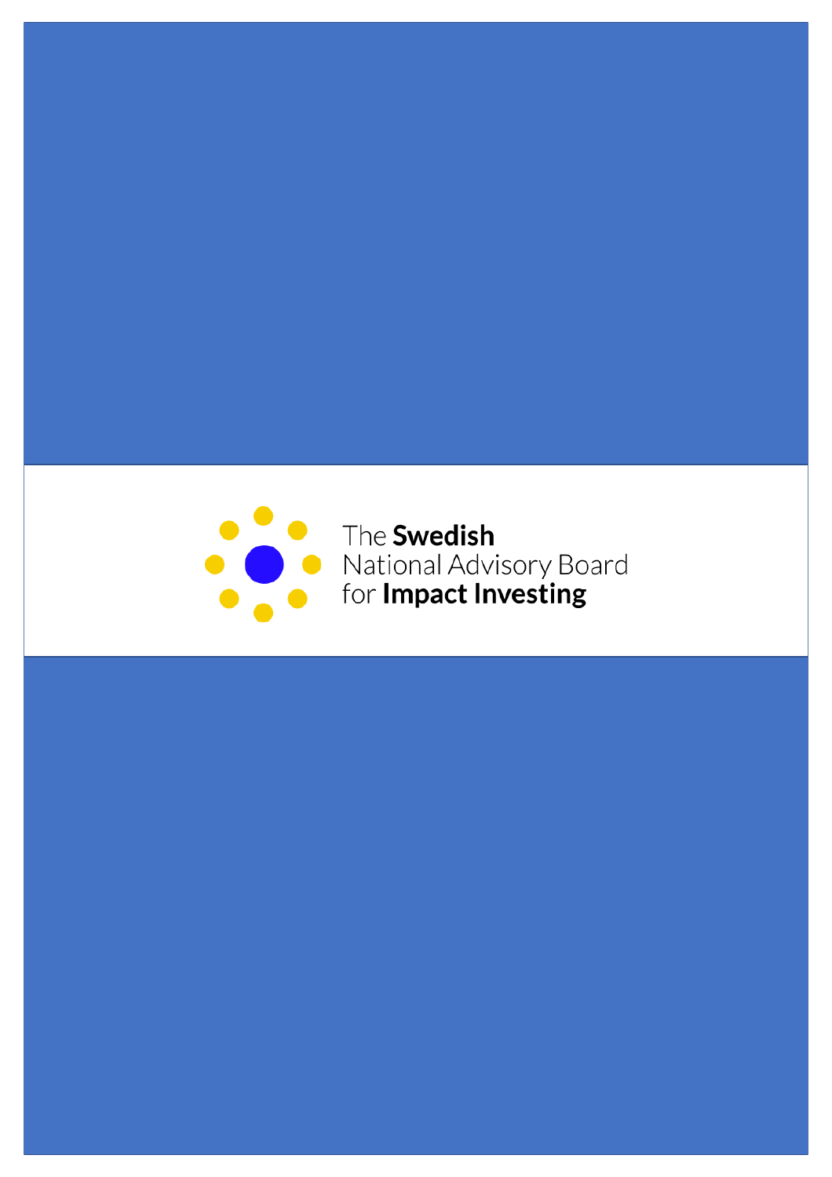The **Swedish**
National Advisory Board
for **Impact Investing**